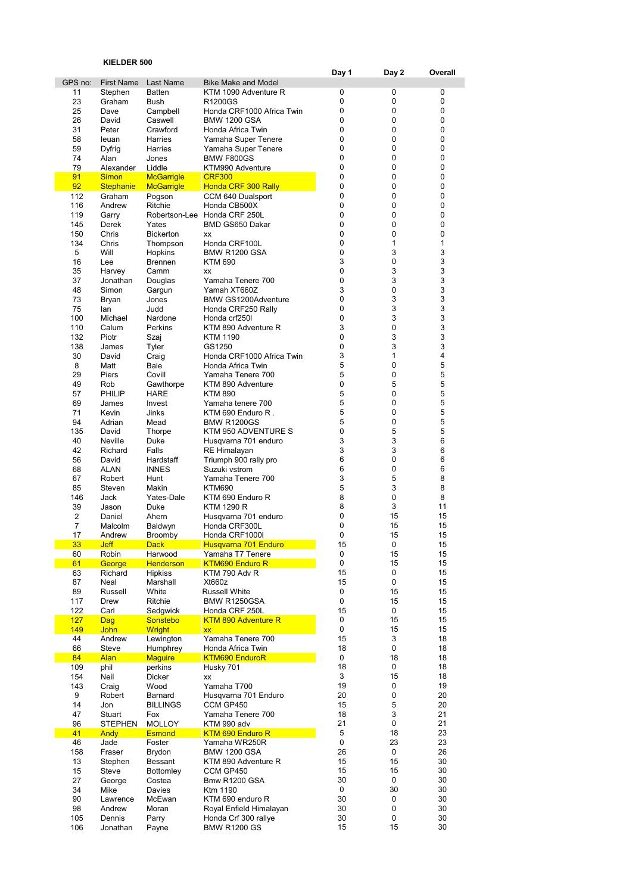**KIELDER 500**

| GPS no: | First Name | Last Name | Bike Make and Model | Day 1 | Day 2 | Overall |
|---|---|---|---|---|---|---|
| 11 | Stephen | Batten | KTM 1090 Adventure R | 0 | 0 | 0 |
| 23 | Graham | Bush | R1200GS | 0 | 0 | 0 |
| 25 | Dave | Campbell | Honda CRF1000 Africa Twin | 0 | 0 | 0 |
| 26 | David | Caswell | BMW 1200 GSA | 0 | 0 | 0 |
| 31 | Peter | Crawford | Honda Africa Twin | 0 | 0 | 0 |
| 58 | Ieuan | Harries | Yamaha Super Tenere | 0 | 0 | 0 |
| 59 | Dyfrig | Harries | Yamaha Super Tenere | 0 | 0 | 0 |
| 74 | Alan | Jones | BMW F800GS | 0 | 0 | 0 |
| 79 | Alexander | Liddle | KTM990 Adventure | 0 | 0 | 0 |
| 91 | Simon | McGarrigle | CRF300 | 0 | 0 | 0 |
| 92 | Stephanie | McGarrigle | Honda CRF 300 Rally | 0 | 0 | 0 |
| 112 | Graham | Pogson | CCM 640 Dualsport | 0 | 0 | 0 |
| 116 | Andrew | Ritchie | Honda CB500X | 0 | 0 | 0 |
| 119 | Garry | Robertson-Lee | Honda CRF 250L | 0 | 0 | 0 |
| 145 | Derek | Yates | BMD GS650 Dakar | 0 | 0 | 0 |
| 150 | Chris | Bickerton | xx | 0 | 0 | 0 |
| 134 | Chris | Thompson | Honda CRF100L | 0 | 1 | 1 |
| 5 | Will | Hopkins | BMW R1200 GSA | 0 | 3 | 3 |
| 16 | Lee | Brennen | KTM 690 | 3 | 0 | 3 |
| 35 | Harvey | Camm | xx | 0 | 3 | 3 |
| 37 | Jonathan | Douglas | Yamaha Tenere 700 | 0 | 3 | 3 |
| 48 | Simon | Gargun | Yamah XT660Z | 3 | 0 | 3 |
| 73 | Bryan | Jones | BMW GS1200Adventure | 0 | 3 | 3 |
| 75 | Ian | Judd | Honda CRF250 Rally | 0 | 3 | 3 |
| 100 | Michael | Nardone | Honda crf250l | 0 | 3 | 3 |
| 110 | Calum | Perkins | KTM 890 Adventure R | 3 | 0 | 3 |
| 132 | Piotr | Szaj | KTM 1190 | 0 | 3 | 3 |
| 138 | James | Tyler | GS1250 | 0 | 3 | 3 |
| 30 | David | Craig | Honda CRF1000 Africa Twin | 3 | 1 | 4 |
| 8 | Matt | Bale | Honda Africa Twin | 5 | 0 | 5 |
| 29 | Piers | Covill | Yamaha Tenere 700 | 5 | 0 | 5 |
| 49 | Rob | Gawthorpe | KTM 890 Adventure | 0 | 5 | 5 |
| 57 | PHILIP | HARE | KTM 890 | 5 | 0 | 5 |
| 69 | James | Invest | Yamaha tenere 700 | 5 | 0 | 5 |
| 71 | Kevin | Jinks | KTM 690 Enduro R . | 5 | 0 | 5 |
| 94 | Adrian | Mead | BMW R1200GS | 5 | 0 | 5 |
| 135 | David | Thorpe | KTM 950 ADVENTURE S | 0 | 5 | 5 |
| 40 | Neville | Duke | Husqvarna 701 enduro | 3 | 3 | 6 |
| 42 | Richard | Falls | RE Himalayan | 3 | 3 | 6 |
| 56 | David | Hardstaff | Triumph 900 rally pro | 6 | 0 | 6 |
| 68 | ALAN | INNES | Suzuki vstrom | 6 | 0 | 6 |
| 67 | Robert | Hunt | Yamaha Tenere 700 | 3 | 5 | 8 |
| 85 | Steven | Makin | KTM690 | 5 | 3 | 8 |
| 146 | Jack | Yates-Dale | KTM 690 Enduro R | 8 | 0 | 8 |
| 39 | Jason | Duke | KTM 1290 R | 8 | 3 | 11 |
| 2 | Daniel | Ahern | Husqvarna 701 enduro | 0 | 15 | 15 |
| 7 | Malcolm | Baldwyn | Honda CRF300L | 0 | 15 | 15 |
| 17 | Andrew | Broomby | Honda CRF1000l | 0 | 15 | 15 |
| 33 | Jeff | Dack | Husqvarna 701 Enduro | 15 | 0 | 15 |
| 60 | Robin | Harwood | Yamaha T7 Tenere | 0 | 15 | 15 |
| 61 | George | Henderson | KTM690 Enduro R | 0 | 15 | 15 |
| 63 | Richard | Hipkiss | KTM 790 Adv R | 15 | 0 | 15 |
| 87 | Neal | Marshall | Xt660z | 15 | 0 | 15 |
| 89 | Russell | White | Russell White | 0 | 15 | 15 |
| 117 | Drew | Ritchie | BMW R1250GSA | 0 | 15 | 15 |
| 122 | Carl | Sedgwick | Honda CRF 250L | 15 | 0 | 15 |
| 127 | Dag | Sonstebo | KTM 890 Adventure R | 0 | 15 | 15 |
| 149 | John | Wright | xx | 0 | 15 | 15 |
| 44 | Andrew | Lewington | Yamaha Tenere 700 | 15 | 3 | 18 |
| 66 | Steve | Humphrey | Honda Africa Twin | 18 | 0 | 18 |
| 84 | Alan | Maguire | KTM690 EnduroR | 0 | 18 | 18 |
| 109 | phil | perkins | Husky 701 | 18 | 0 | 18 |
| 154 | Neil | Dicker | xx | 3 | 15 | 18 |
| 143 | Craig | Wood | Yamaha T700 | 19 | 0 | 19 |
| 9 | Robert | Barnard | Husqvarna 701 Enduro | 20 | 0 | 20 |
| 14 | Jon | BILLINGS | CCM GP450 | 15 | 5 | 20 |
| 47 | Stuart | Fox | Yamaha Tenere 700 | 18 | 3 | 21 |
| 96 | STEPHEN | MOLLOY | KTM 990 adv | 21 | 0 | 21 |
| 41 | Andy | Esmond | KTM 690 Enduro R | 5 | 18 | 23 |
| 46 | Jade | Foster | Yamaha WR250R | 0 | 23 | 23 |
| 158 | Fraser | Brydon | BMW 1200 GSA | 26 | 0 | 26 |
| 13 | Stephen | Bessant | KTM 890 Adventure R | 15 | 15 | 30 |
| 15 | Steve | Bottomley | CCM GP450 | 15 | 15 | 30 |
| 27 | George | Costea | Bmw R1200 GSA | 30 | 0 | 30 |
| 34 | Mike | Davies | Ktm 1190 | 0 | 30 | 30 |
| 90 | Lawrence | McEwan | KTM 690 enduro R | 30 | 0 | 30 |
| 98 | Andrew | Moran | Royal Enfield Himalayan | 30 | 0 | 30 |
| 105 | Dennis | Parry | Honda Crf 300 rallye | 30 | 0 | 30 |
| 106 | Jonathan | Payne | BMW R1200 GS | 15 | 15 | 30 |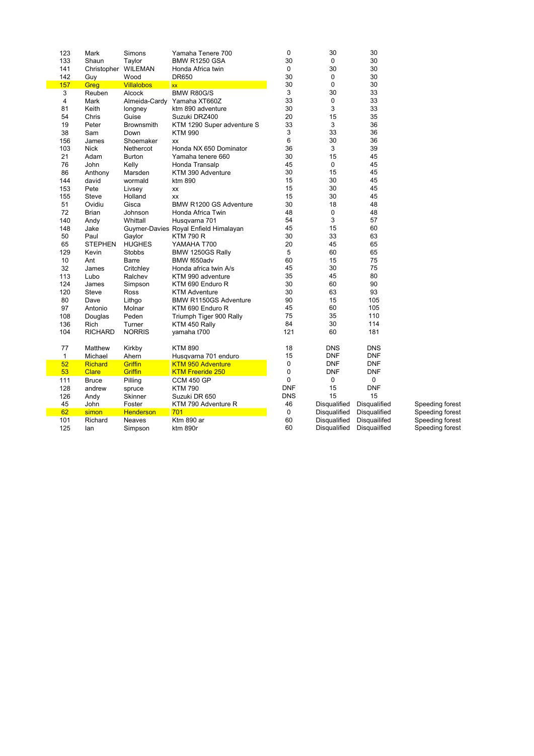| | | | | | | | |
|---|---|---|---|---|---|---|---|
| 123 | Mark | Simons | Yamaha Tenere 700 | 0 | 30 | 30 | |
| 133 | Shaun | Taylor | BMW R1250 GSA | 30 | 0 | 30 | |
| 141 | Christopher | WILEMAN | Honda Africa twin | 0 | 30 | 30 | |
| 142 | Guy | Wood | DR650 | 30 | 0 | 30 | |
| 157 | Greg | Villalobos | xx | 30 | 0 | 30 | |
| 3 | Reuben | Alcock | BMW R80G/S | 3 | 30 | 33 | |
| 4 | Mark | Almeida-Cardy | Yamaha XT660Z | 33 | 0 | 33 | |
| 81 | Keith | longney | ktm 890 adventure | 30 | 3 | 33 | |
| 54 | Chris | Guise | Suzuki DRZ400 | 20 | 15 | 35 | |
| 19 | Peter | Brownsmith | KTM 1290 Super adventure S | 33 | 3 | 36 | |
| 38 | Sam | Down | KTM 990 | 3 | 33 | 36 | |
| 156 | James | Shoemaker | xx | 6 | 30 | 36 | |
| 103 | Nick | Nethercot | Honda NX 650 Dominator | 36 | 3 | 39 | |
| 21 | Adam | Burton | Yamaha tenere 660 | 30 | 15 | 45 | |
| 76 | John | Kelly | Honda Transalp | 45 | 0 | 45 | |
| 86 | Anthony | Marsden | KTM 390 Adventure | 30 | 15 | 45 | |
| 144 | david | wormald | ktm 890 | 15 | 30 | 45 | |
| 153 | Pete | Livsey | xx | 15 | 30 | 45 | |
| 155 | Steve | Holland | xx | 15 | 30 | 45 | |
| 51 | Ovidiu | Gisca | BMW R1200 GS Adventure | 30 | 18 | 48 | |
| 72 | Brian | Johnson | Honda Africa Twin | 48 | 0 | 48 | |
| 140 | Andy | Whittall | Husqvarna 701 | 54 | 3 | 57 | |
| 148 | Jake | Guymer-Davies | Royal Enfield Himalayan | 45 | 15 | 60 | |
| 50 | Paul | Gaylor | KTM 790 R | 30 | 33 | 63 | |
| 65 | STEPHEN | HUGHES | YAMAHA T700 | 20 | 45 | 65 | |
| 129 | Kevin | Stobbs | BMW 1250GS Rally | 5 | 60 | 65 | |
| 10 | Ant | Barre | BMW f650adv | 60 | 15 | 75 | |
| 32 | James | Critchley | Honda africa twin A/s | 45 | 30 | 75 | |
| 113 | Lubo | Ralchev | KTM 990 adventure | 35 | 45 | 80 | |
| 124 | James | Simpson | KTM 690 Enduro R | 30 | 60 | 90 | |
| 120 | Steve | Ross | KTM Adventure | 30 | 63 | 93 | |
| 80 | Dave | Lithgo | BMW R1150GS Adventure | 90 | 15 | 105 | |
| 97 | Antonio | Molnar | KTM 690 Enduro R | 45 | 60 | 105 | |
| 108 | Douglas | Peden | Triumph Tiger 900 Rally | 75 | 35 | 110 | |
| 136 | Rich | Turner | KTM 450 Rally | 84 | 30 | 114 | |
| 104 | RICHARD | NORRIS | yamaha t700 | 121 | 60 | 181 | |
| | | | | | | | |
| 77 | Matthew | Kirkby | KTM 890 | 18 | DNS | DNS | |
| 1 | Michael | Ahern | Husqvarna 701 enduro | 15 | DNF | DNF | |
| 52 | Richard | Griffin | KTM 950 Adventure | 0 | DNF | DNF | |
| 53 | Clare | Griffin | KTM Freeride 250 | 0 | DNF | DNF | |
| 111 | Bruce | Pilling | CCM 450 GP | 0 | 0 | 0 | |
| 128 | andrew | spruce | KTM 790 | DNF | 15 | DNF | |
| 126 | Andy | Skinner | Suzuki DR 650 | DNS | 15 | 15 | |
| 45 | John | Foster | KTM 790 Adventure R | 46 | Disqualified | Disqualified | Speeding forest |
| 62 | simon | Henderson | 701 | 0 | Disqualified | Disqualified | Speeding forest |
| 101 | Richard | Neaves | Ktm 890 ar | 60 | Disqualified | Disquailifed | Speeding forest |
| 125 | Ian | Simpson | ktm 890r | 60 | Disqualified | Disquailfied | Speeding forest |